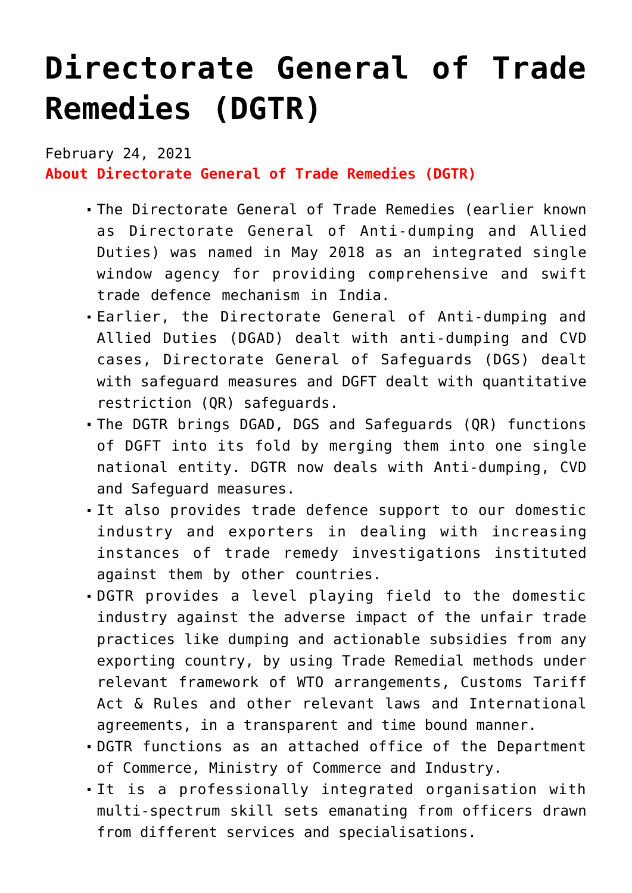# Directorate General of Trade Remedies (DGTR)

February 24, 2021

**About Directorate General of Trade Remedies (DGTR)**

- The Directorate General of Trade Remedies (earlier known as Directorate General of Anti-dumping and Allied Duties) was named in May 2018 as an integrated single window agency for providing comprehensive and swift trade defence mechanism in India.
- Earlier, the Directorate General of Anti-dumping and Allied Duties (DGAD) dealt with anti-dumping and CVD cases, Directorate General of Safeguards (DGS) dealt with safeguard measures and DGFT dealt with quantitative restriction (QR) safeguards.
- The DGTR brings DGAD, DGS and Safeguards (QR) functions of DGFT into its fold by merging them into one single national entity. DGTR now deals with Anti-dumping, CVD and Safeguard measures.
- It also provides trade defence support to our domestic industry and exporters in dealing with increasing instances of trade remedy investigations instituted against them by other countries.
- DGTR provides a level playing field to the domestic industry against the adverse impact of the unfair trade practices like dumping and actionable subsidies from any exporting country, by using Trade Remedial methods under relevant framework of WTO arrangements, Customs Tariff Act & Rules and other relevant laws and International agreements, in a transparent and time bound manner.
- DGTR functions as an attached office of the Department of Commerce, Ministry of Commerce and Industry.
- It is a professionally integrated organisation with multi-spectrum skill sets emanating from officers drawn from different services and specialisations.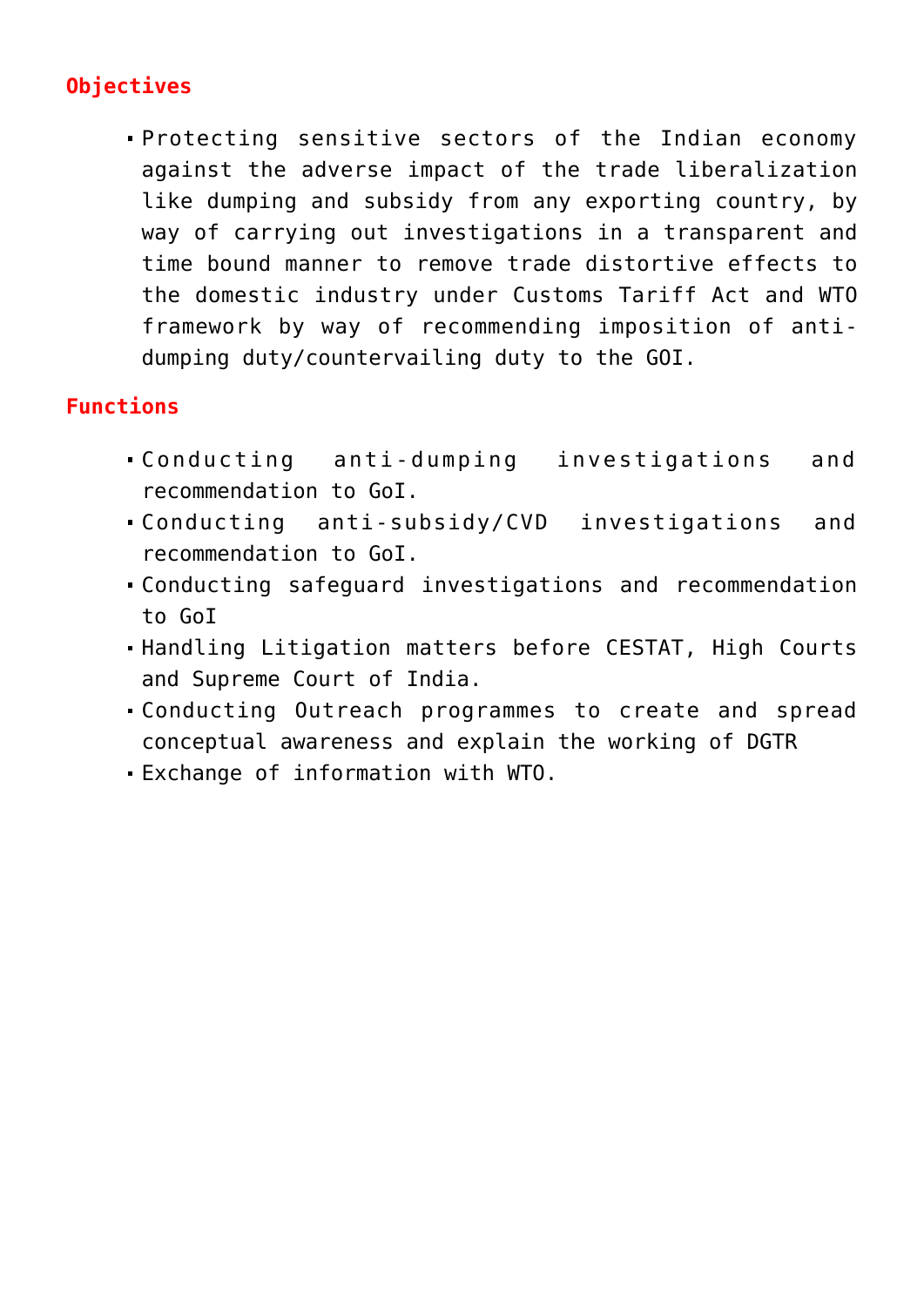## Objectives

- Protecting sensitive sectors of the Indian economy against the adverse impact of the trade liberalization like dumping and subsidy from any exporting country, by way of carrying out investigations in a transparent and time bound manner to remove trade distortive effects to the domestic industry under Customs Tariff Act and WTO framework by way of recommending imposition of anti-dumping duty/countervailing duty to the GOI.

## Functions

- Conducting anti-dumping investigations and recommendation to GoI.
- Conducting anti-subsidy/CVD investigations and recommendation to GoI.
- Conducting safeguard investigations and recommendation to GoI
- Handling Litigation matters before CESTAT, High Courts and Supreme Court of India.
- Conducting Outreach programmes to create and spread conceptual awareness and explain the working of DGTR
- Exchange of information with WTO.